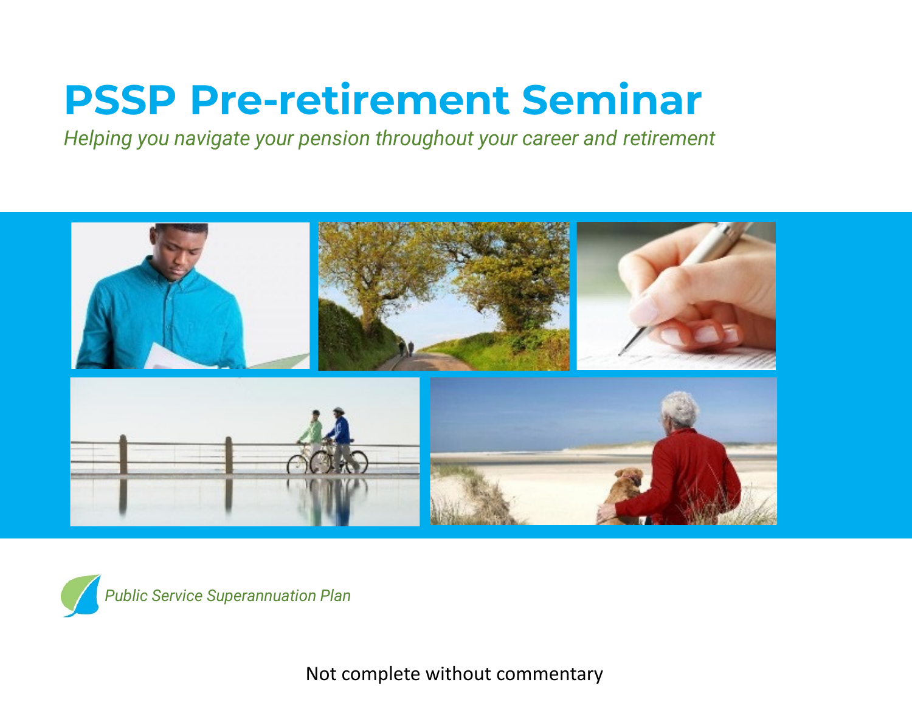# PSSP Pre-retirement Seminar

*Helping you navigate your pension throughout your career and retirement*

*Public Service Superannuation Plan*

Not complete without commentary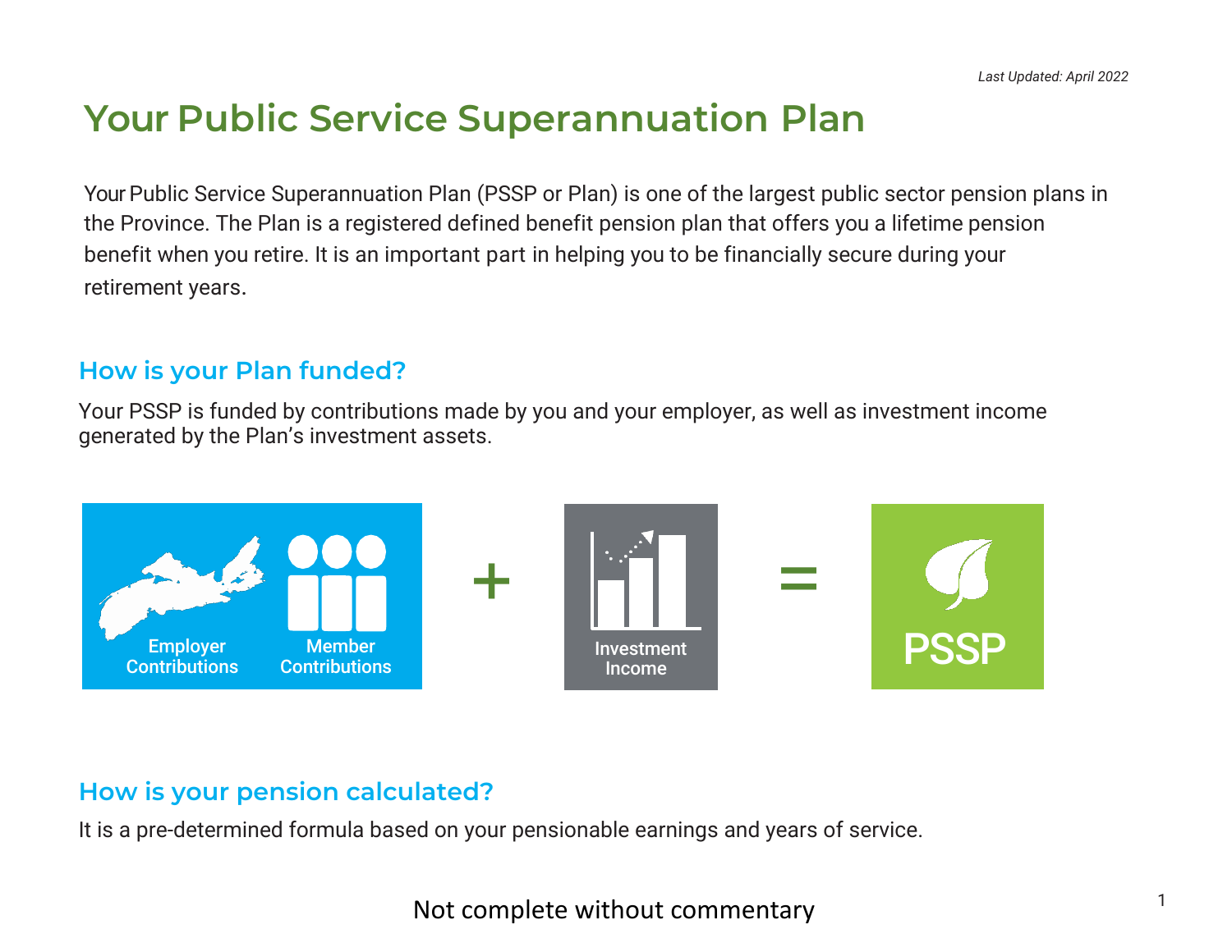*Last Updated: April 2022*

# Your Public Service Superannuation Plan

Your Public Service Superannuation Plan (PSSP or Plan) is one of the largest public sector pension plans in the Province. The Plan is a registered defined benefit pension plan that offers you a lifetime pension benefit when you retire. It is an important part in helping you to be financially secure during your retirement years.

## How is your Plan funded?

Your PSSP is funded by contributions made by you and your employer, as well as investment income generated by the Plan's investment assets.

Employer Contributions | Member Contributions + Investment Income = PSSP

## How is your pension calculated?

It is a pre-determined formula based on your pensionable earnings and years of service.

Not complete without commentary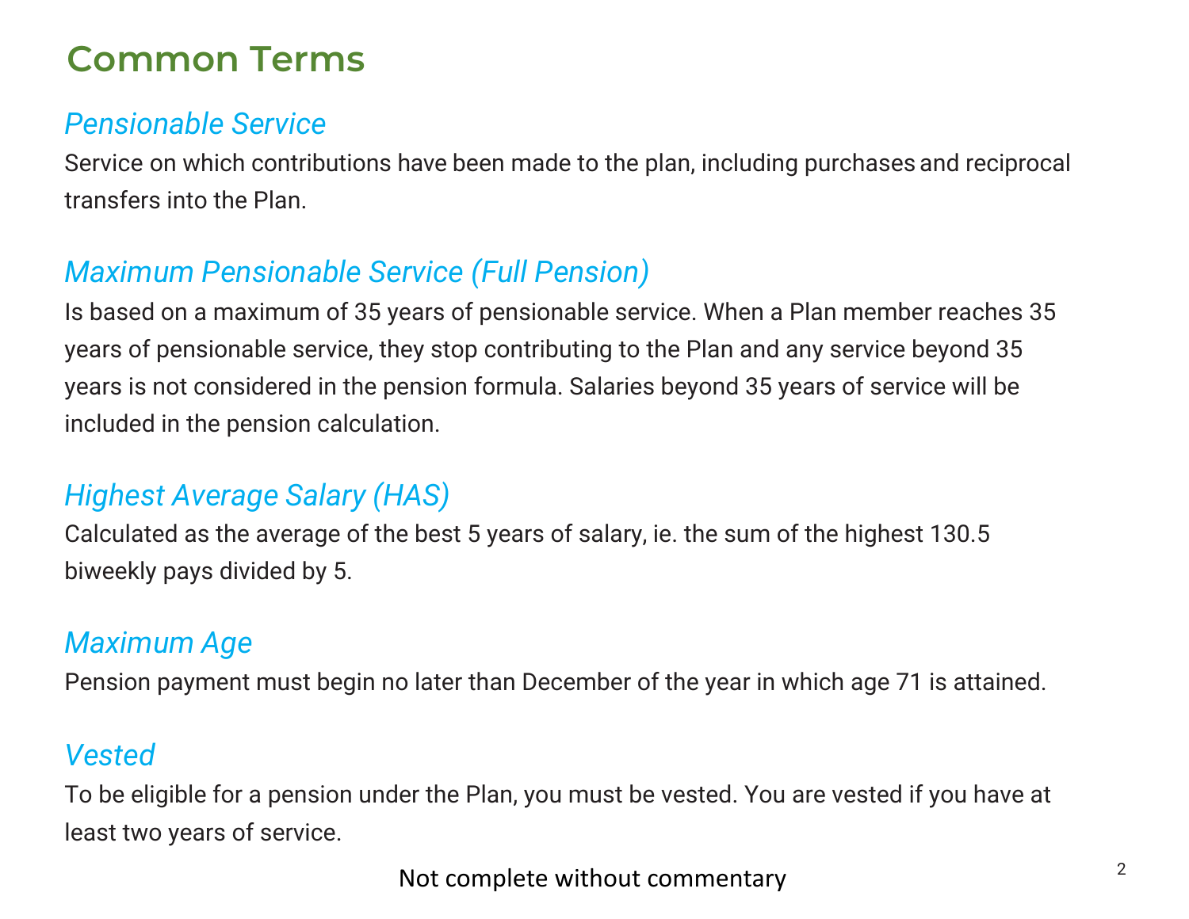# Common Terms

### *Pensionable Service*

Service on which contributions have been made to the plan, including purchases and reciprocal transfers into the Plan.

### *Maximum Pensionable Service (Full Pension)*

Is based on a maximum of 35 years of pensionable service. When a Plan member reaches 35 years of pensionable service, they stop contributing to the Plan and any service beyond 35 years is not considered in the pension formula. Salaries beyond 35 years of service will be included in the pension calculation.

### *Highest Average Salary (HAS)*

Calculated as the average of the best 5 years of salary, ie. the sum of the highest 130.5 biweekly pays divided by 5.

### *Maximum Age*

Pension payment must begin no later than December of the year in which age 71 is attained.

### *Vested*

To be eligible for a pension under the Plan, you must be vested. You are vested if you have at least two years of service.

Not complete without commentary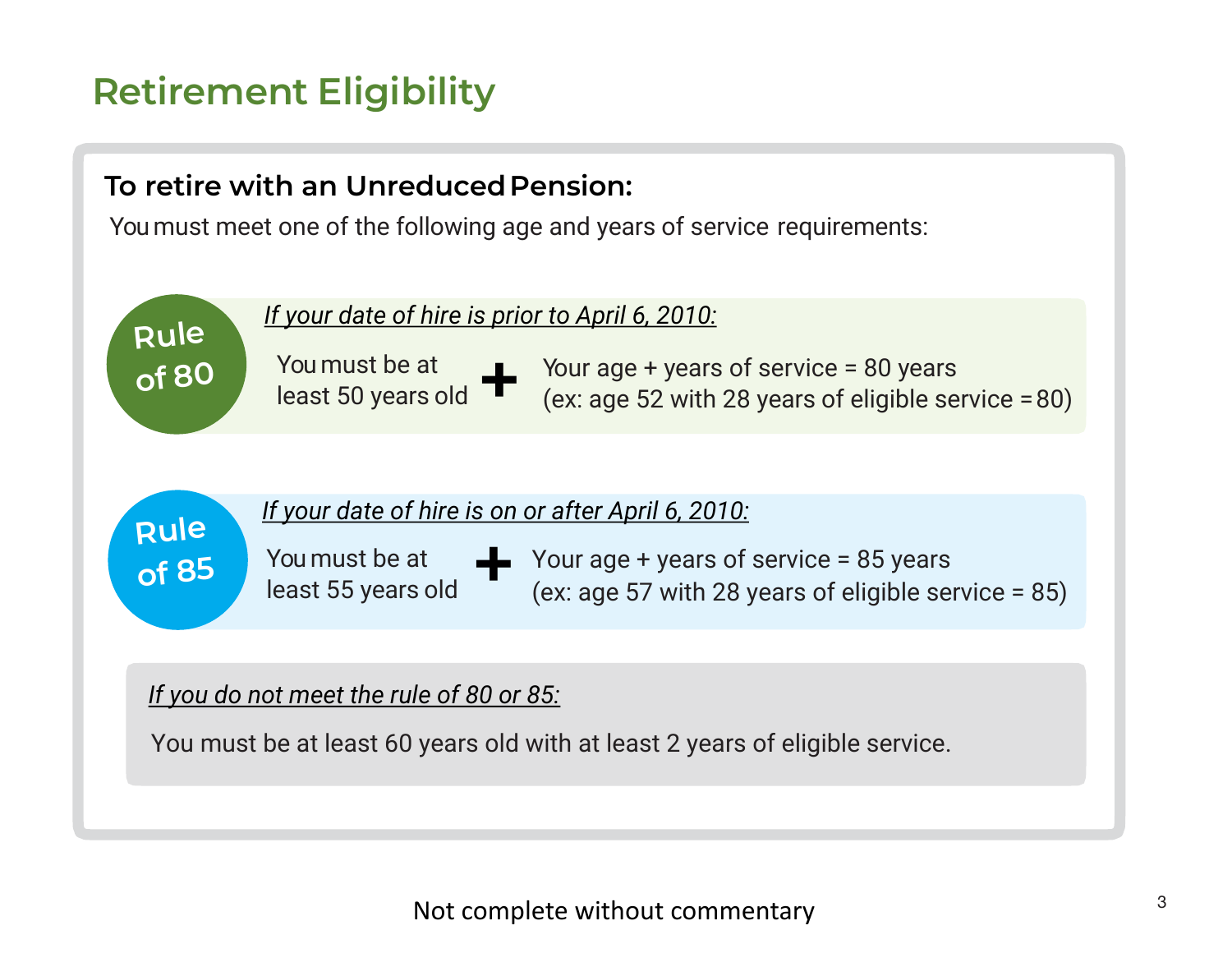# Retirement Eligibility

**To retire with an Unreduced Pension:**

You must meet one of the following age and years of service requirements:

## Rule of 80

*If your date of hire is prior to April 6, 2010:*

You must be at least 50 years old **+** Your age + years of service = 80 years
(ex: age 52 with 28 years of eligible service = 80)

## Rule of 85

*If your date of hire is on or after April 6, 2010:*

You must be at least 55 years old **+** Your age + years of service = 85 years
(ex: age 57 with 28 years of eligible service = 85)

*If you do not meet the rule of 80 or 85:*

You must be at least 60 years old with at least 2 years of eligible service.

Not complete without commentary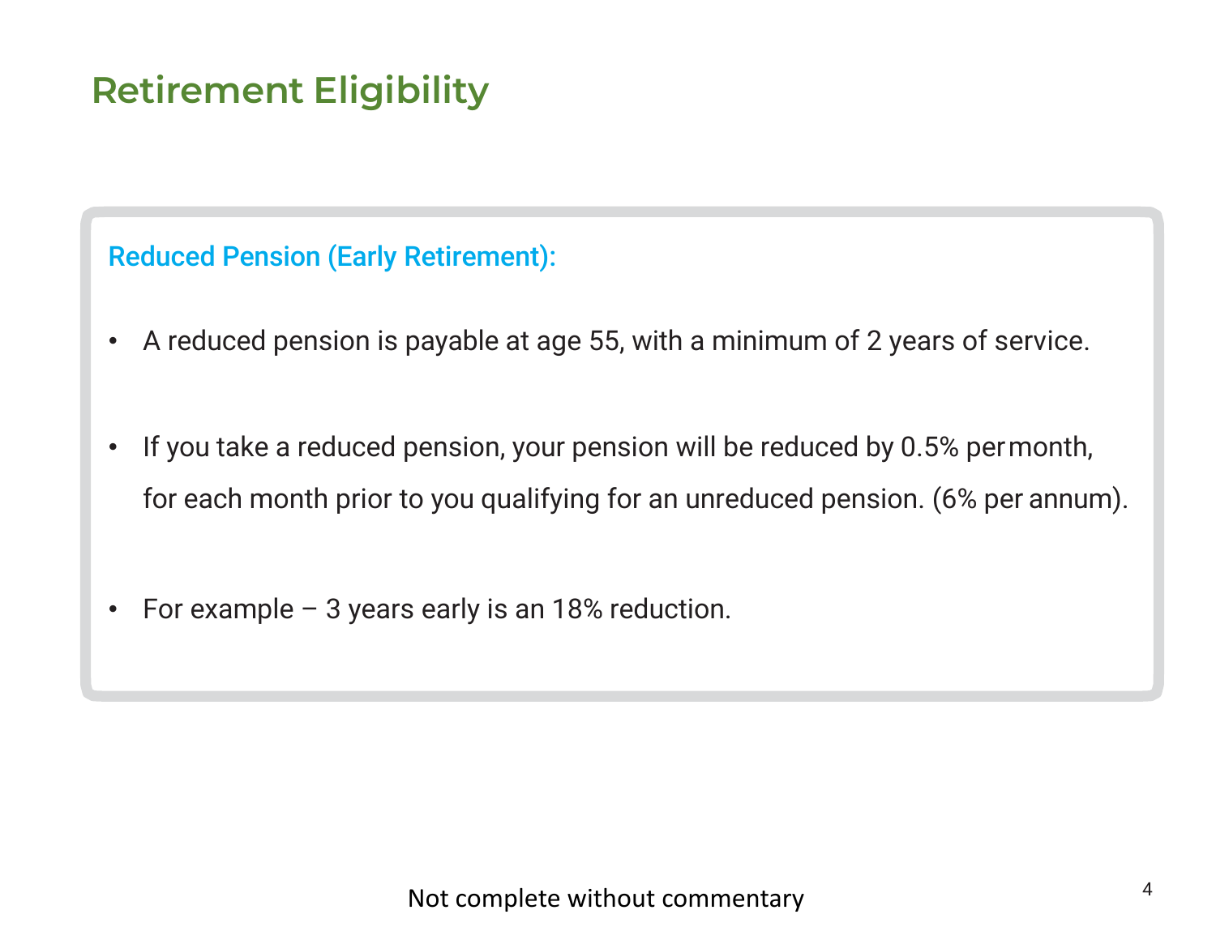# Retirement Eligibility

### Reduced Pension (Early Retirement):

- A reduced pension is payable at age 55, with a minimum of 2 years of service.
- If you take a reduced pension, your pension will be reduced by 0.5% per month, for each month prior to you qualifying for an unreduced pension. (6% per annum).
- For example – 3 years early is an 18% reduction.

Not complete without commentary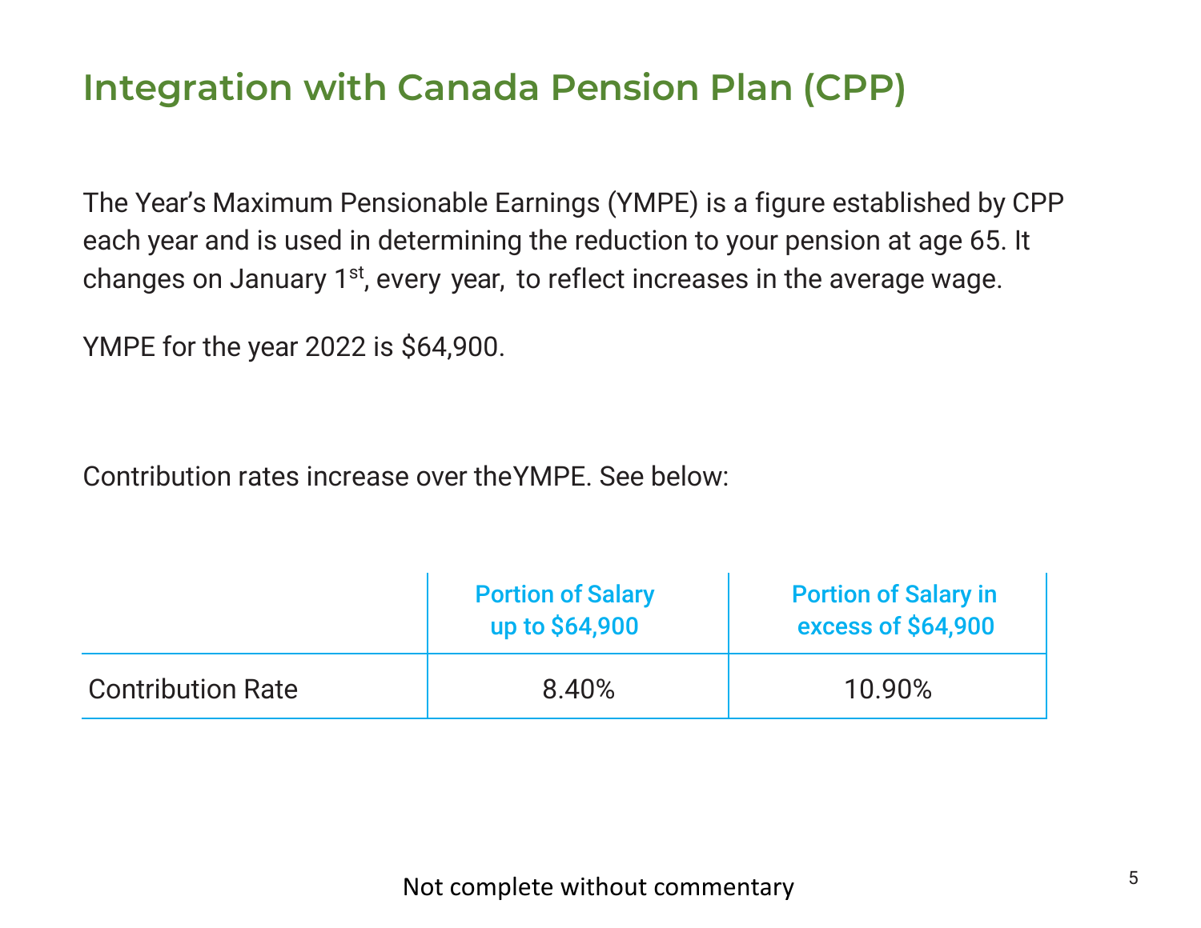# Integration with Canada Pension Plan (CPP)

The Year's Maximum Pensionable Earnings (YMPE) is a figure established by CPP each year and is used in determining the reduction to your pension at age 65. It changes on January 1st, every year, to reflect increases in the average wage.

YMPE for the year 2022 is $64,900.

Contribution rates increase over theYMPE. See below:

| | Portion of Salary up to $64,900 | Portion of Salary in excess of $64,900 |
|---|---|---|
| Contribution Rate | 8.40% | 10.90% |

Not complete without commentary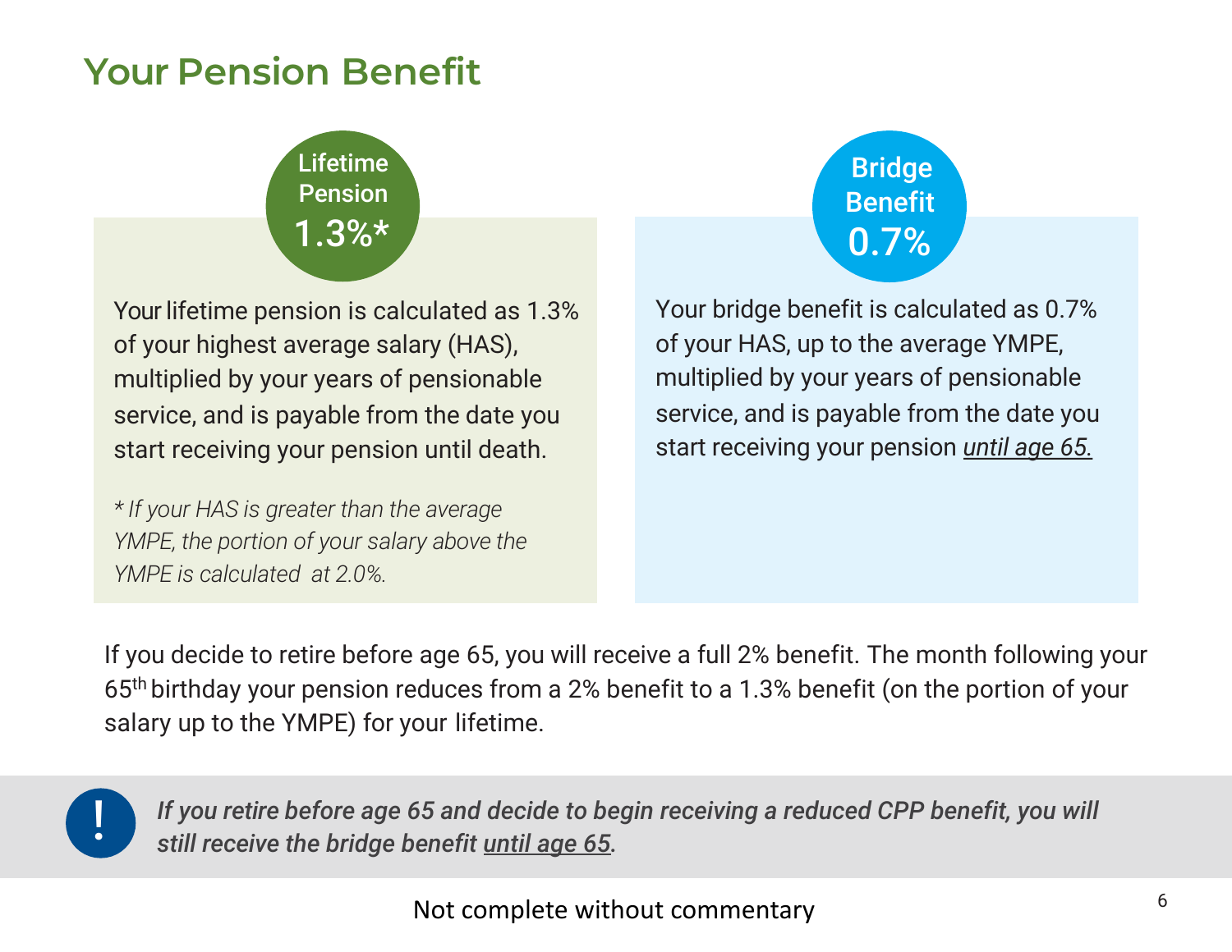# Your Pension Benefit

## Lifetime Pension 1.3%*

Your lifetime pension is calculated as 1.3% of your highest average salary (HAS), multiplied by your years of pensionable service, and is payable from the date you start receiving your pension until death.

*\* If your HAS is greater than the average YMPE, the portion of your salary above the YMPE is calculated at 2.0%.*

## Bridge Benefit 0.7%

Your bridge benefit is calculated as 0.7% of your HAS, up to the average YMPE, multiplied by your years of pensionable service, and is payable from the date you start receiving your pension *until age 65.*

If you decide to retire before age 65, you will receive a full 2% benefit. The month following your 65th birthday your pension reduces from a 2% benefit to a 1.3% benefit (on the portion of your salary up to the YMPE) for your lifetime.

**!** ***If you retire before age 65 and decide to begin receiving a reduced CPP benefit, you will still receive the bridge benefit until age 65.***

Not complete without commentary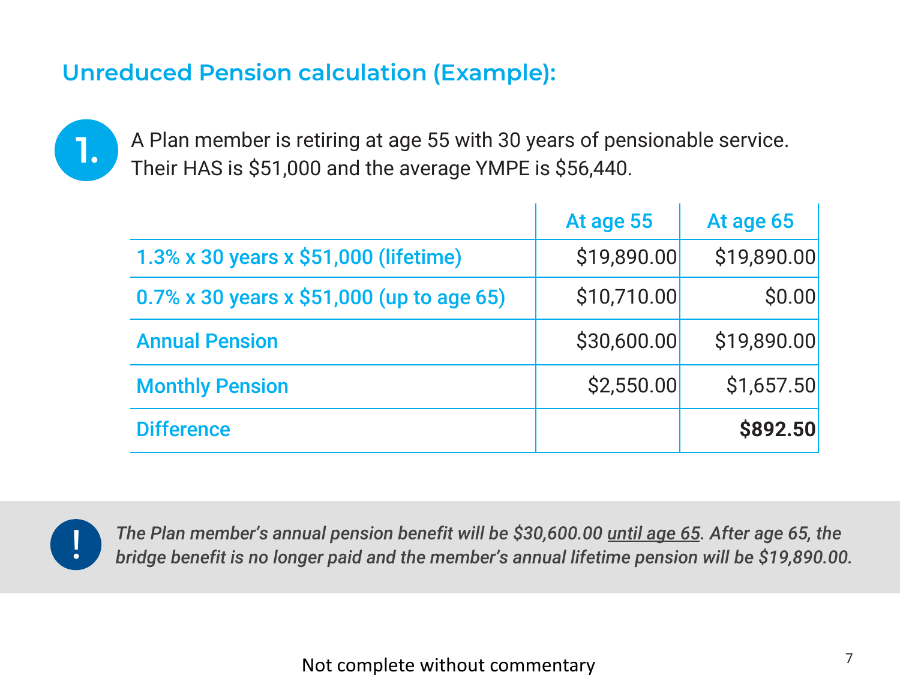## Unreduced Pension calculation (Example):

**1.** A Plan member is retiring at age 55 with 30 years of pensionable service. Their HAS is $51,000 and the average YMPE is $56,440.

| | At age 55 | At age 65 |
|---|---|---|
| 1.3% x 30 years x $51,000 (lifetime) | $19,890.00 | $19,890.00 |
| 0.7% x 30 years x $51,000 (up to age 65) | $10,710.00 | $0.00 |
| Annual Pension | $30,600.00 | $19,890.00 |
| Monthly Pension | $2,550.00 | $1,657.50 |
| Difference | | **$892.50** |

**!** *The Plan member's annual pension benefit will be $30,600.00 until age 65. After age 65, the bridge benefit is no longer paid and the member's annual lifetime pension will be $19,890.00.*

Not complete without commentary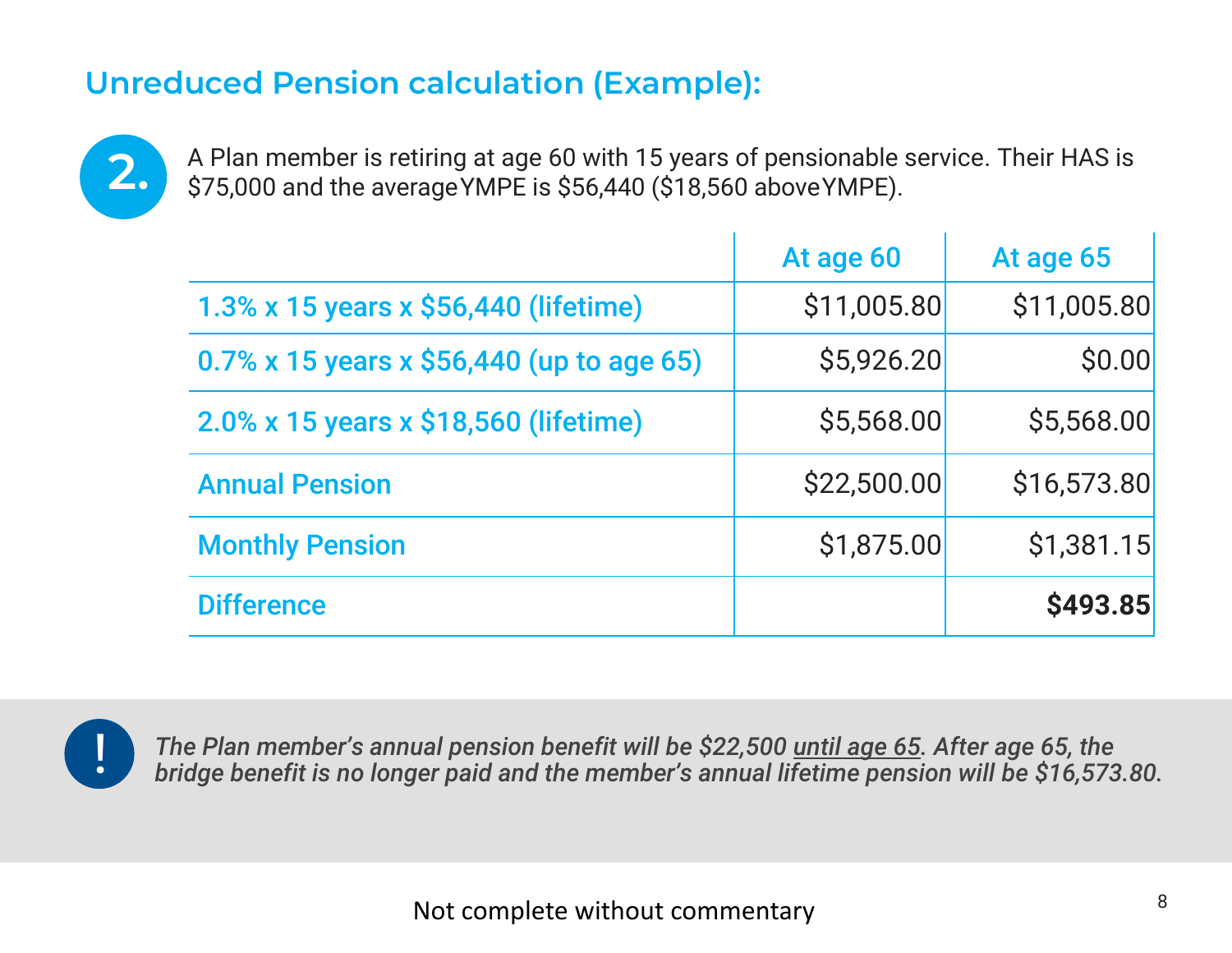## Unreduced Pension calculation (Example):

**2.** A Plan member is retiring at age 60 with 15 years of pensionable service. Their HAS is $75,000 and the average YMPE is $56,440 ($18,560 above YMPE).

| | At age 60 | At age 65 |
|---|---|---|
| 1.3% x 15 years x $56,440 (lifetime) | $11,005.80 | $11,005.80 |
| 0.7% x 15 years x $56,440 (up to age 65) | $5,926.20 | $0.00 |
| 2.0% x 15 years x $18,560 (lifetime) | $5,568.00 | $5,568.00 |
| Annual Pension | $22,500.00 | $16,573.80 |
| Monthly Pension | $1,875.00 | $1,381.15 |
| Difference | | **$493.85** |

**!** *The Plan member's annual pension benefit will be $22,500 until age 65. After age 65, the bridge benefit is no longer paid and the member's annual lifetime pension will be $16,573.80.*

Not complete without commentary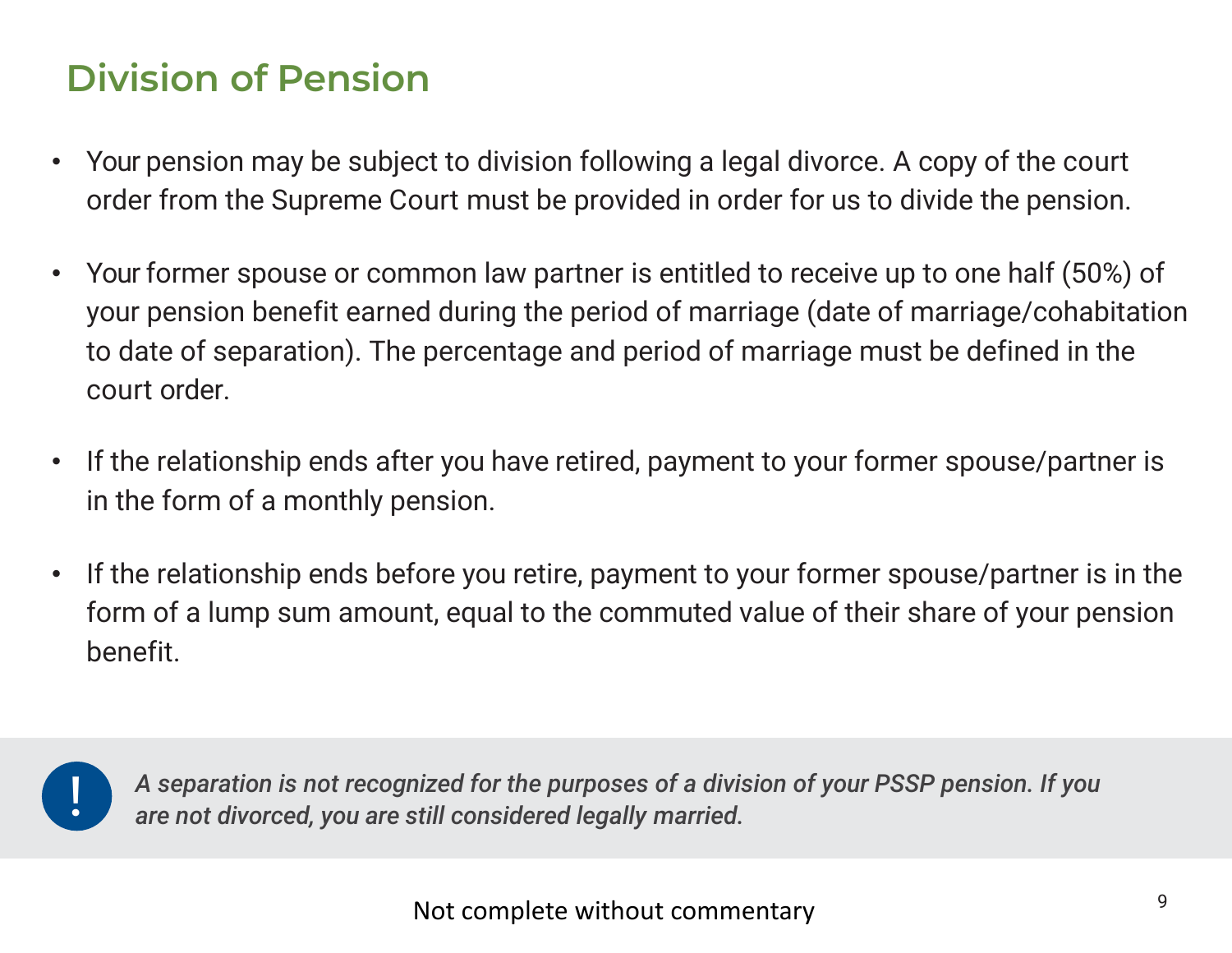# Division of Pension

- Your pension may be subject to division following a legal divorce. A copy of the court order from the Supreme Court must be provided in order for us to divide the pension.

- Your former spouse or common law partner is entitled to receive up to one half (50%) of your pension benefit earned during the period of marriage (date of marriage/cohabitation to date of separation). The percentage and period of marriage must be defined in the court order.

- If the relationship ends after you have retired, payment to your former spouse/partner is in the form of a monthly pension.

- If the relationship ends before you retire, payment to your former spouse/partner is in the form of a lump sum amount, equal to the commuted value of their share of your pension benefit.

**!** ***A separation is not recognized for the purposes of a division of your PSSP pension. If you are not divorced, you are still considered legally married.***

Not complete without commentary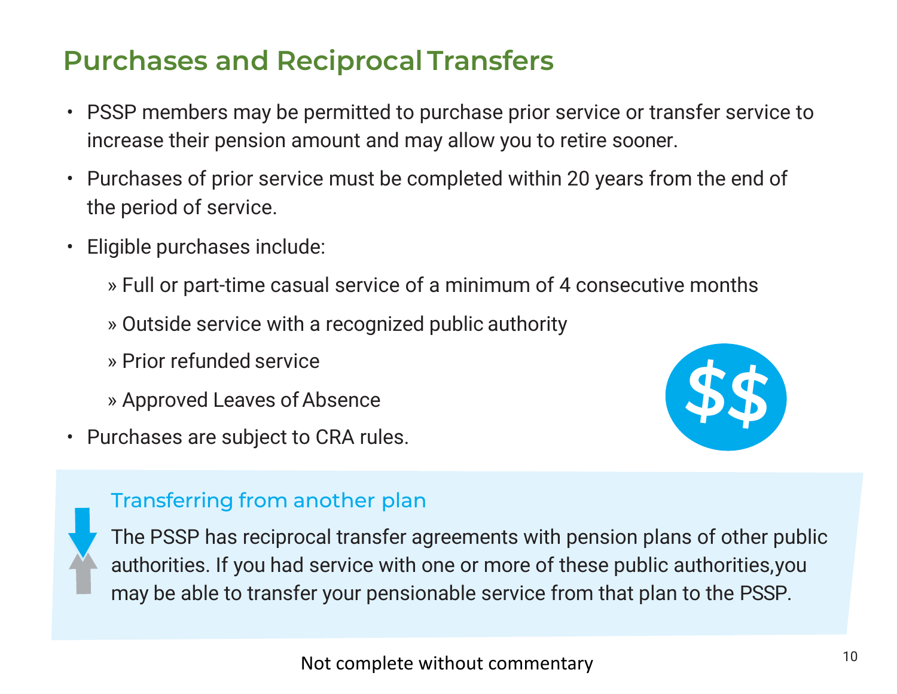# Purchases and Reciprocal Transfers

- PSSP members may be permitted to purchase prior service or transfer service to increase their pension amount and may allow you to retire sooner.
- Purchases of prior service must be completed within 20 years from the end of the period of service.
- Eligible purchases include:
  - » Full or part-time casual service of a minimum of 4 consecutive months
  - » Outside service with a recognized public authority
  - » Prior refunded service
  - » Approved Leaves of Absence
- Purchases are subject to CRA rules.

## Transferring from another plan

The PSSP has reciprocal transfer agreements with pension plans of other public authorities. If you had service with one or more of these public authorities,you may be able to transfer your pensionable service from that plan to the PSSP.

Not complete without commentary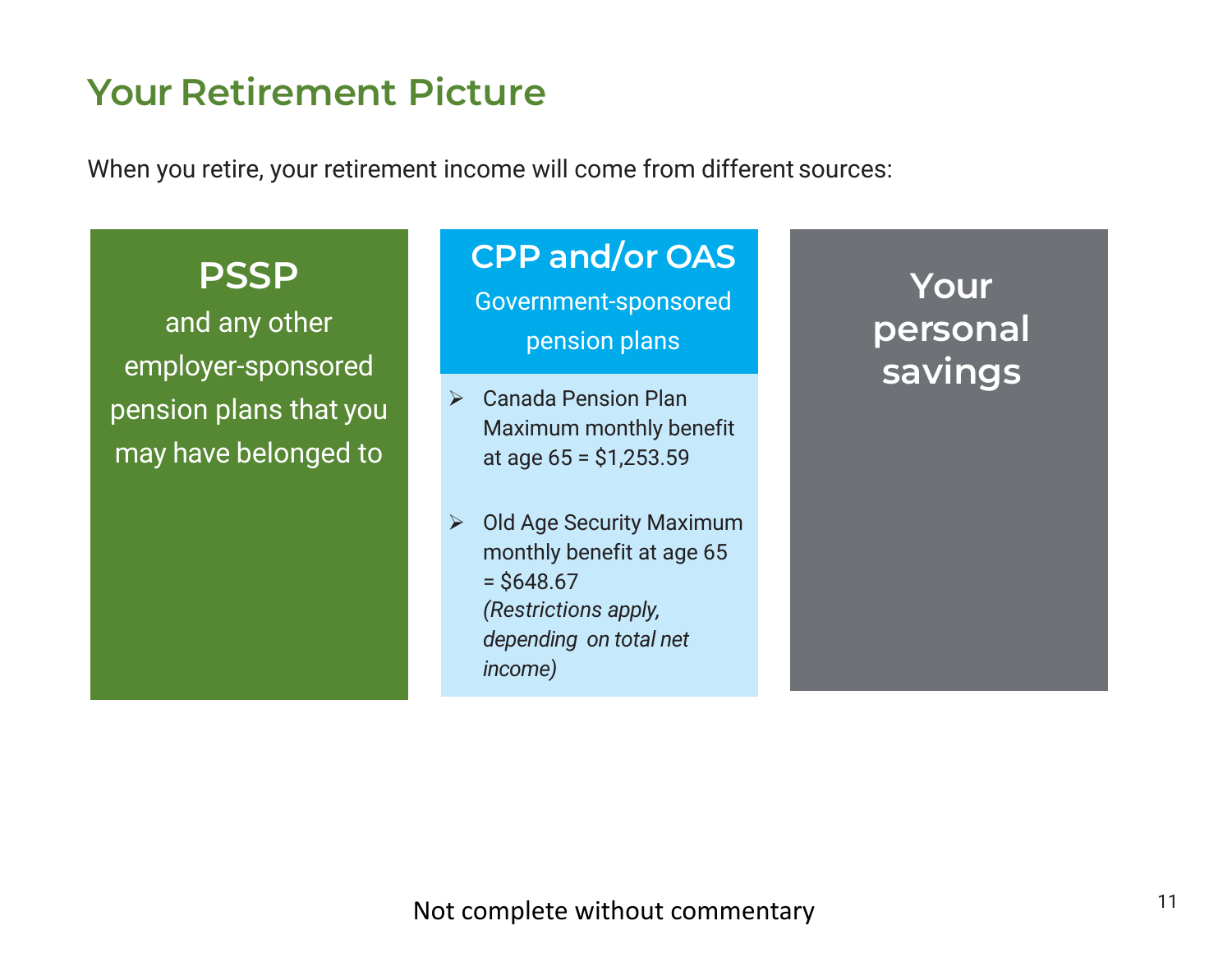# Your Retirement Picture

When you retire, your retirement income will come from different sources:

## PSSP

and any other employer-sponsored pension plans that you may have belonged to

## CPP and/or OAS

Government-sponsored pension plans

- Canada Pension Plan Maximum monthly benefit at age 65 = $1,253.59
- Old Age Security Maximum monthly benefit at age 65 = $648.67
  *(Restrictions apply, depending on total net income)*

## Your personal savings

Not complete without commentary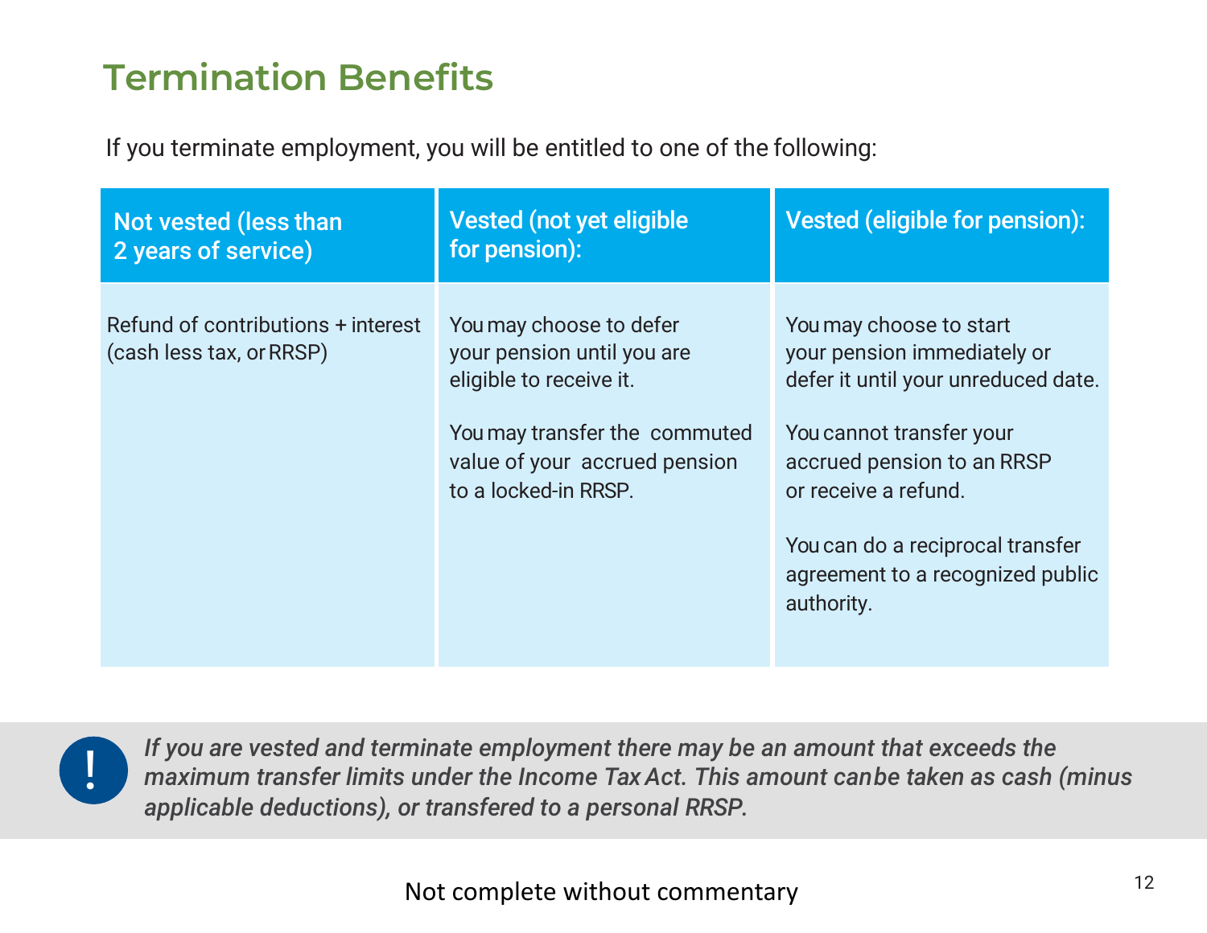# Termination Benefits

If you terminate employment, you will be entitled to one of the following:

| Not vested (less than 2 years of service) | Vested (not yet eligible for pension): | Vested (eligible for pension): |
| --- | --- | --- |
| Refund of contributions + interest (cash less tax, or RRSP) | You may choose to defer your pension until you are eligible to receive it.<br><br>You may transfer the commuted value of your accrued pension to a locked-in RRSP. | You may choose to start your pension immediately or defer it until your unreduced date.<br><br>You cannot transfer your accrued pension to an RRSP or receive a refund.<br><br>You can do a reciprocal transfer agreement to a recognized public authority. |

*If you are vested and terminate employment there may be an amount that exceeds the maximum transfer limits under the Income Tax Act. This amount canbe taken as cash (minus applicable deductions), or transfered to a personal RRSP.*

Not complete without commentary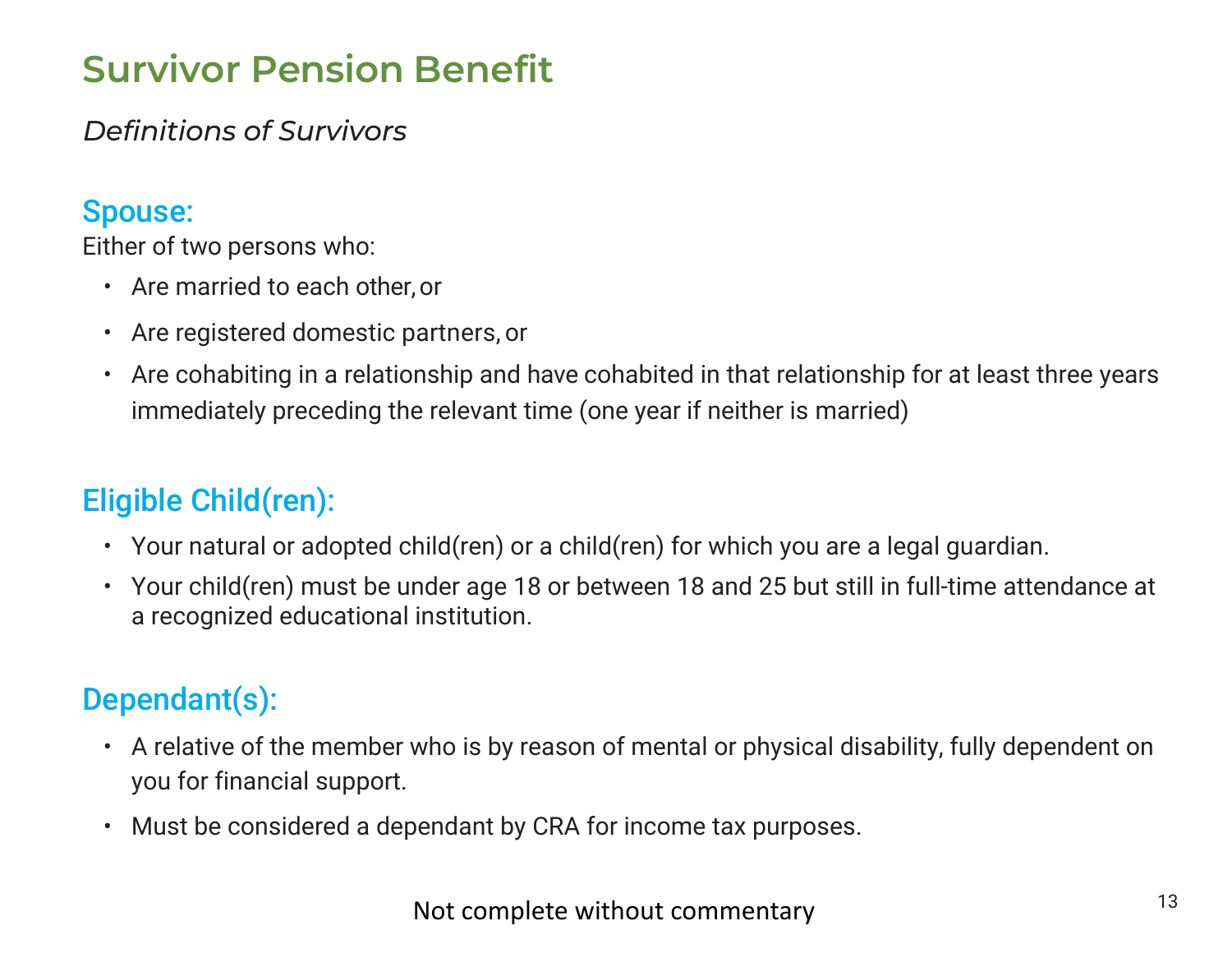# Survivor Pension Benefit

*Definitions of Survivors*

## Spouse:

Either of two persons who:

- Are married to each other, or
- Are registered domestic partners, or
- Are cohabiting in a relationship and have cohabited in that relationship for at least three years immediately preceding the relevant time (one year if neither is married)

## Eligible Child(ren):

- Your natural or adopted child(ren) or a child(ren) for which you are a legal guardian.
- Your child(ren) must be under age 18 or between 18 and 25 but still in full-time attendance at a recognized educational institution.

## Dependant(s):

- A relative of the member who is by reason of mental or physical disability, fully dependent on you for financial support.
- Must be considered a dependant by CRA for income tax purposes.

Not complete without commentary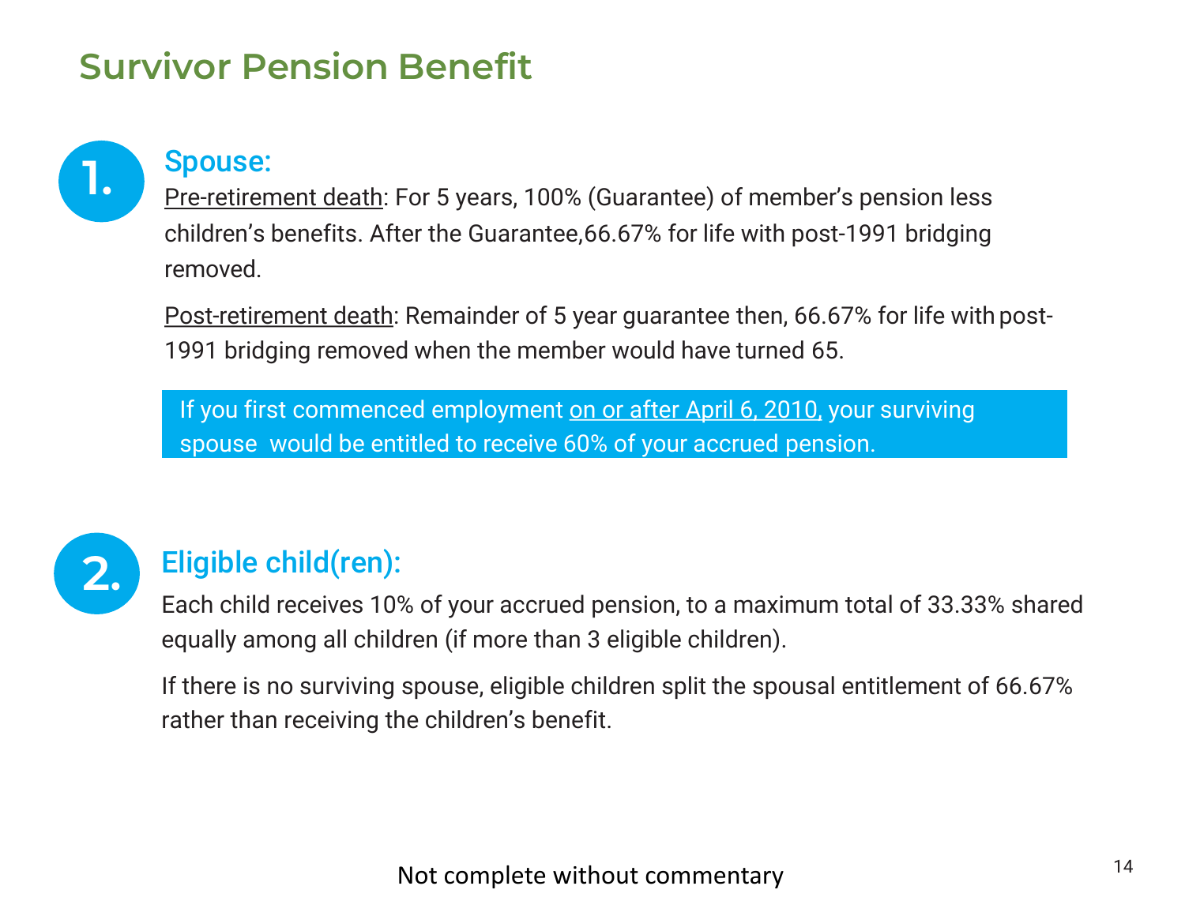# Survivor Pension Benefit

## 1. Spouse:

Pre-retirement death: For 5 years, 100% (Guarantee) of member's pension less children's benefits. After the Guarantee,66.67% for life with post-1991 bridging removed.

Post-retirement death: Remainder of 5 year guarantee then, 66.67% for life with post-1991 bridging removed when the member would have turned 65.

> If you first commenced employment on or after April 6, 2010, your surviving spouse would be entitled to receive 60% of your accrued pension.

## 2. Eligible child(ren):

Each child receives 10% of your accrued pension, to a maximum total of 33.33% shared equally among all children (if more than 3 eligible children).

If there is no surviving spouse, eligible children split the spousal entitlement of 66.67% rather than receiving the children's benefit.

Not complete without commentary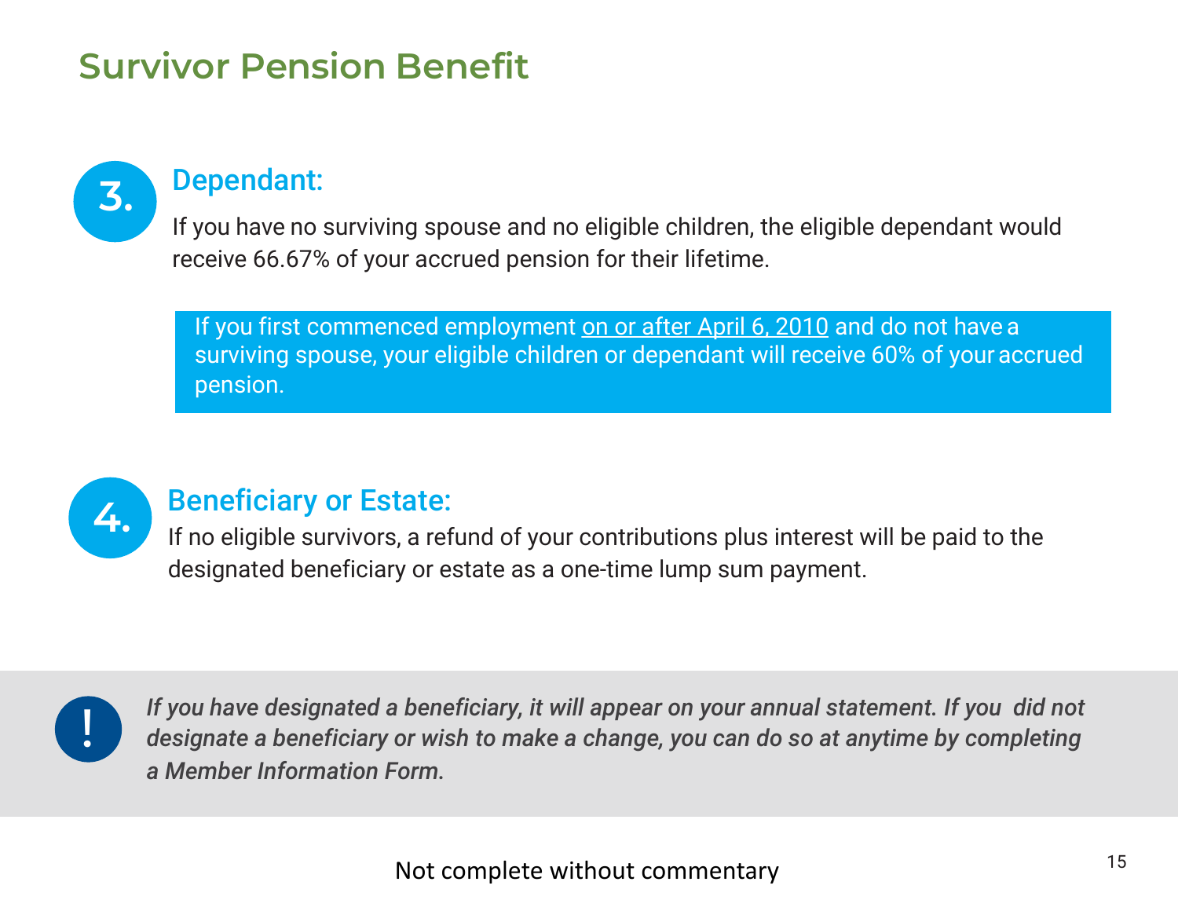# Survivor Pension Benefit

## 3. Dependant:

If you have no surviving spouse and no eligible children, the eligible dependant would receive 66.67% of your accrued pension for their lifetime.

> If you first commenced employment on or after April 6, 2010 and do not have a surviving spouse, your eligible children or dependant will receive 60% of your accrued pension.

## 4. Beneficiary or Estate:

If no eligible survivors, a refund of your contributions plus interest will be paid to the designated beneficiary or estate as a one-time lump sum payment.

> **!** *If you have designated a beneficiary, it will appear on your annual statement. If you did not designate a beneficiary or wish to make a change, you can do so at anytime by completing a Member Information Form.*

Not complete without commentary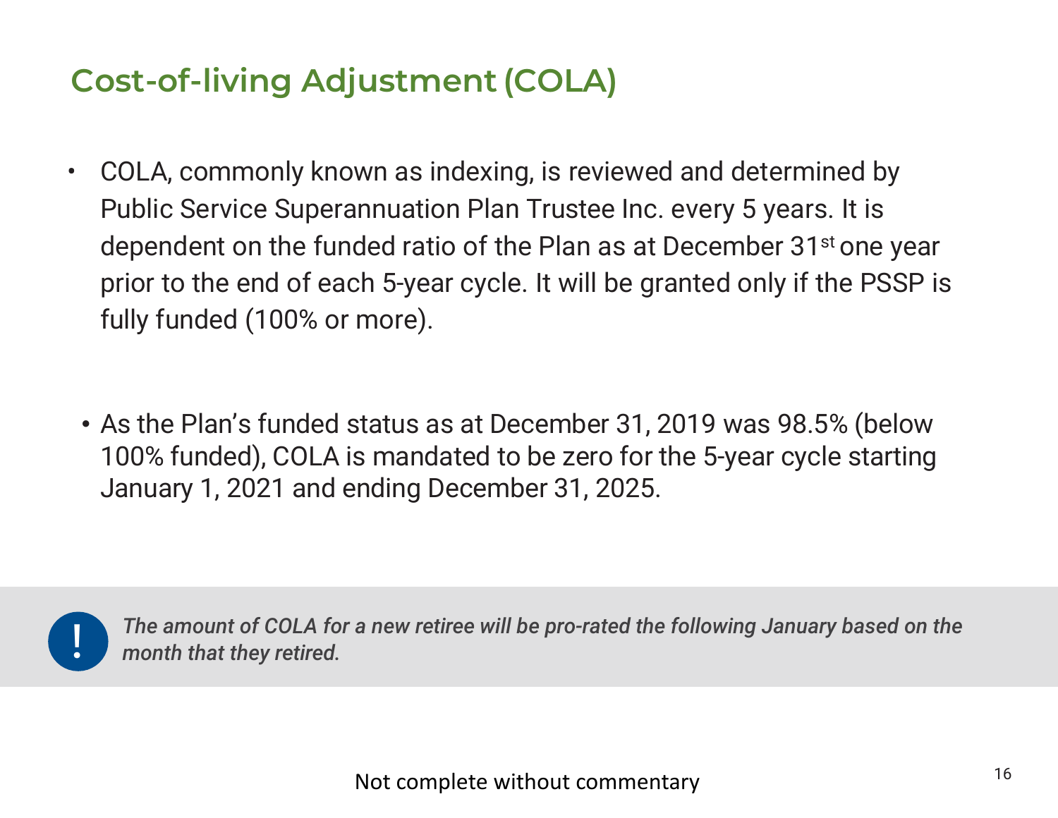## Cost-of-living Adjustment (COLA)

- COLA, commonly known as indexing, is reviewed and determined by Public Service Superannuation Plan Trustee Inc. every 5 years. It is dependent on the funded ratio of the Plan as at December 31st one year prior to the end of each 5-year cycle. It will be granted only if the PSSP is fully funded (100% or more).

- As the Plan's funded status as at December 31, 2019 was 98.5% (below 100% funded), COLA is mandated to be zero for the 5-year cycle starting January 1, 2021 and ending December 31, 2025.

! ***The amount of COLA for a new retiree will be pro-rated the following January based on the month that they retired.***

Not complete without commentary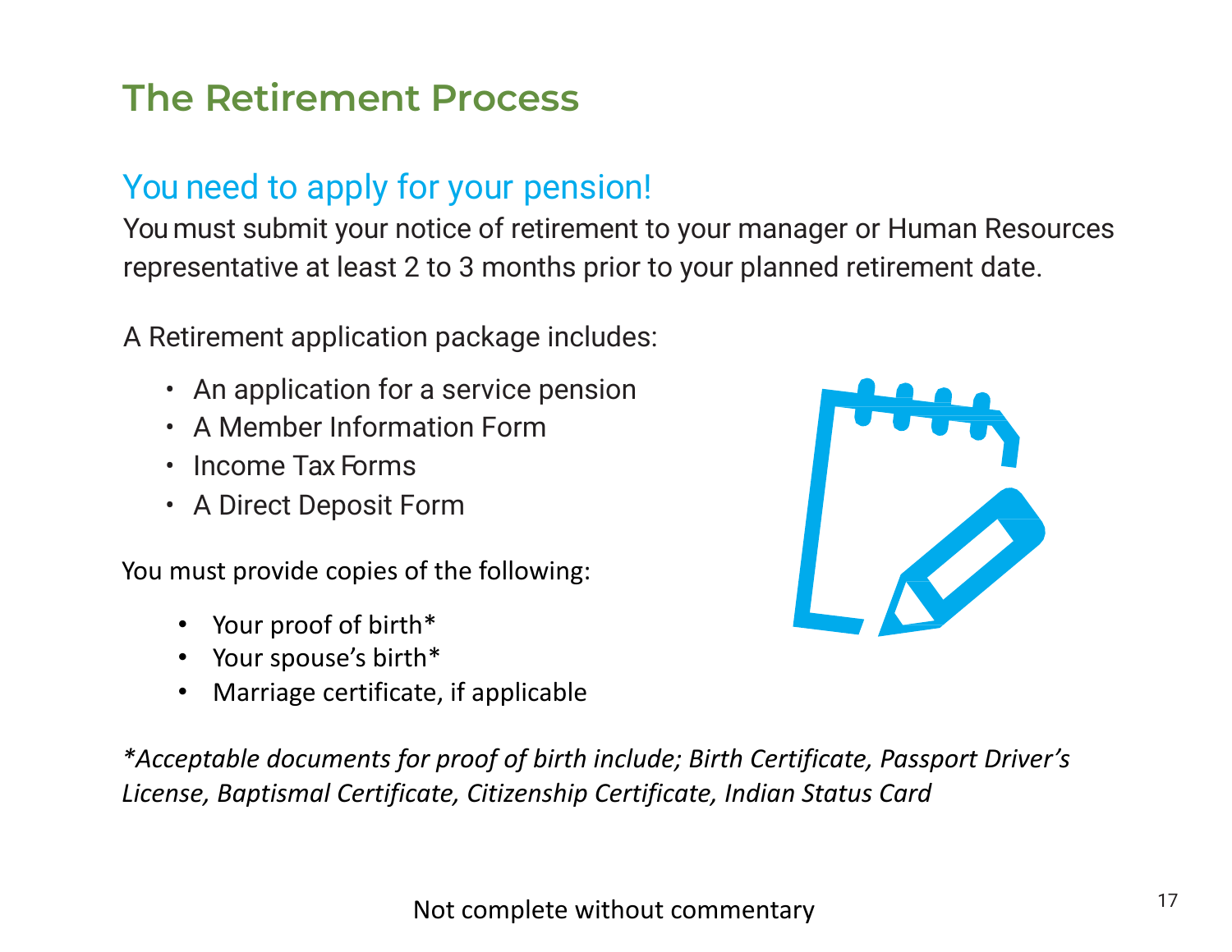# The Retirement Process

## You need to apply for your pension!

You must submit your notice of retirement to your manager or Human Resources representative at least 2 to 3 months prior to your planned retirement date.

A Retirement application package includes:

- An application for a service pension
- A Member Information Form
- Income Tax Forms
- A Direct Deposit Form

You must provide copies of the following:

- Your proof of birth*
- Your spouse's birth*
- Marriage certificate, if applicable

*\*Acceptable documents for proof of birth include; Birth Certificate, Passport Driver's License, Baptismal Certificate, Citizenship Certificate, Indian Status Card*

Not complete without commentary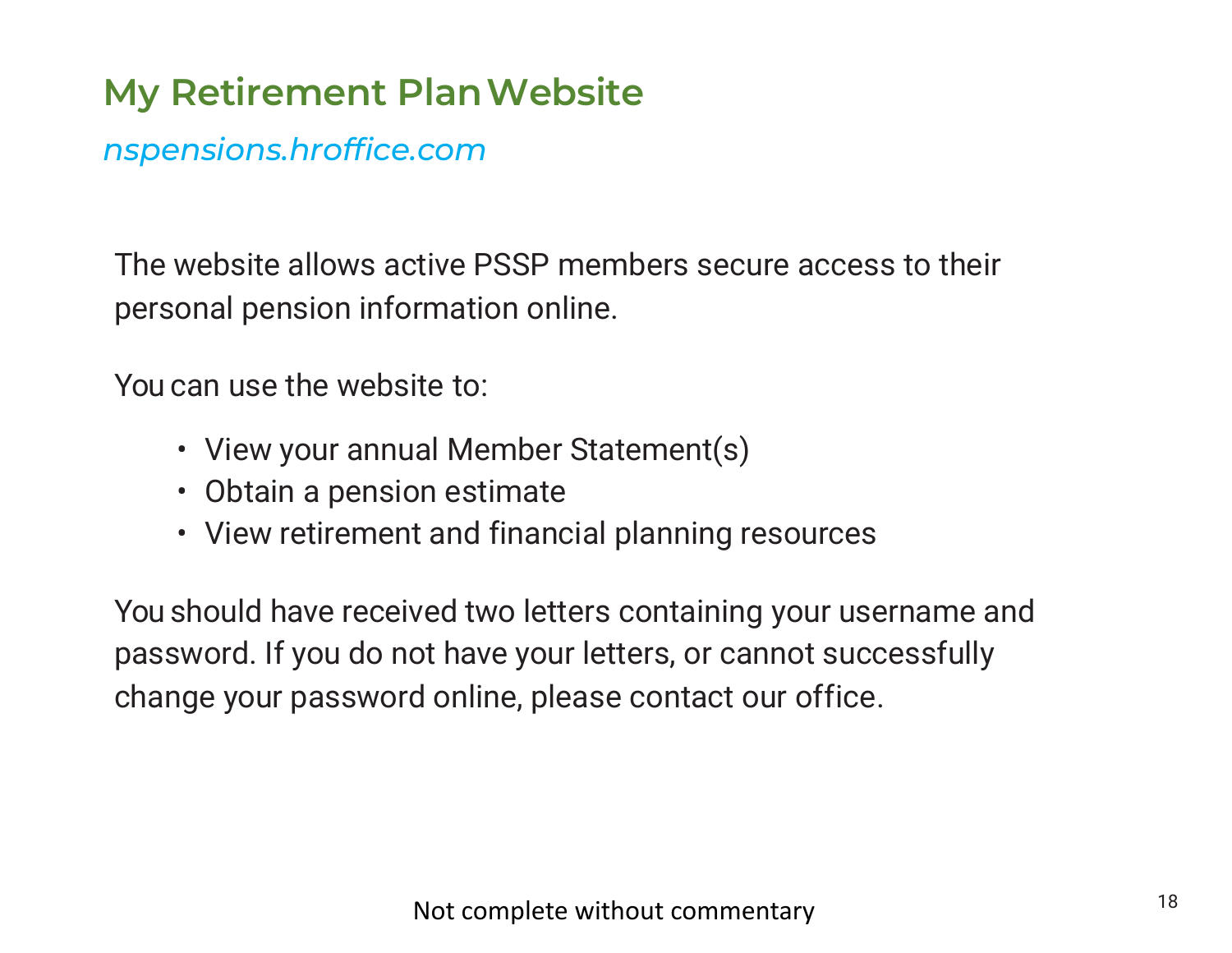# My Retirement Plan Website

*nspensions.hroffice.com*

The website allows active PSSP members secure access to their personal pension information online.

You can use the website to:

- View your annual Member Statement(s)
- Obtain a pension estimate
- View retirement and financial planning resources

You should have received two letters containing your username and password. If you do not have your letters, or cannot successfully change your password online, please contact our office.

Not complete without commentary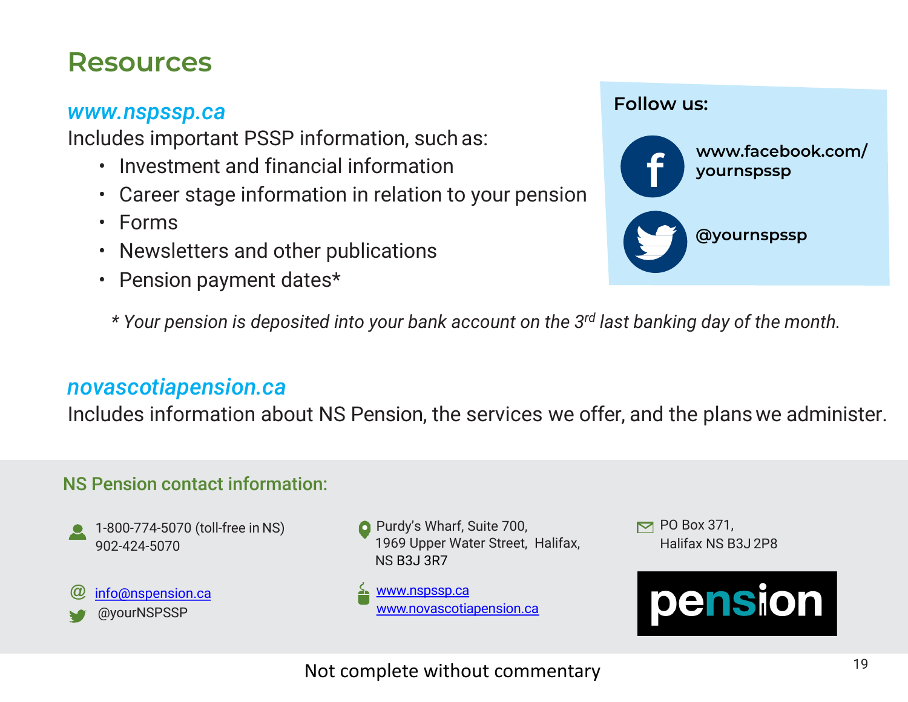# Resources

***www.nspssp.ca***

Includes important PSSP information, such as:

- Investment and financial information
- Career stage information in relation to your pension
- Forms
- Newsletters and other publications
- Pension payment dates*

**Follow us:**

**www.facebook.com/yournspssp**

**@yournspssp**

*\* Your pension is deposited into your bank account on the 3rd last banking day of the month.*

***novascotiapension.ca***

Includes information about NS Pension, the services we offer, and the plans we administer.

## NS Pension contact information:

1-800-774-5070 (toll-free in NS)
902-424-5070

info@nspension.ca
@yourNSPSSP

Purdy's Wharf, Suite 700,
1969 Upper Water Street, Halifax,
NS B3J 3R7

www.nspssp.ca
www.novascotiapension.ca

PO Box 371,
Halifax NS B3J 2P8

pension

Not complete without commentary